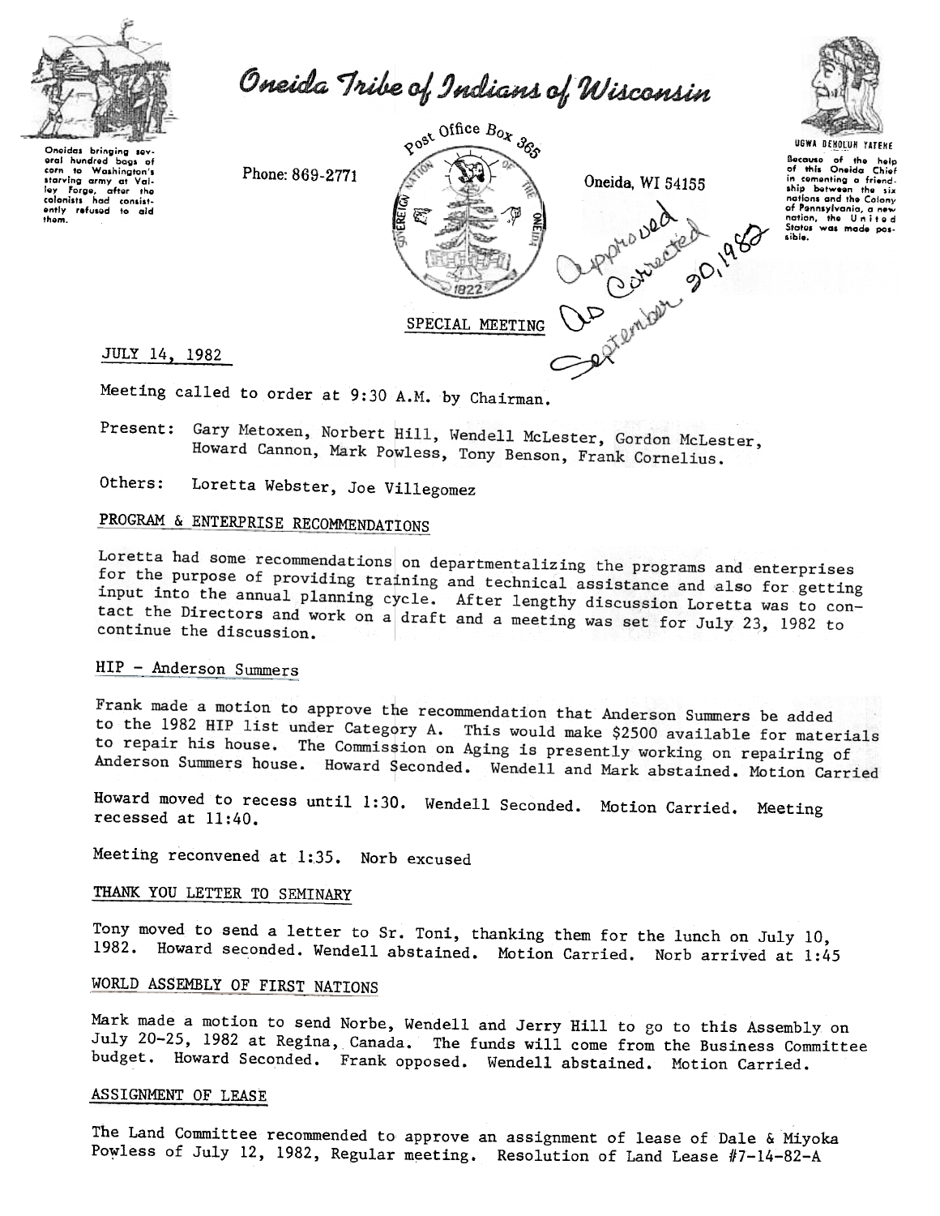# Oneida Tribe of Indians of Wisconsin

Oneidas bringing several hundred bags of corn to Washington's starving army at Valley Forge, after the colonists had consistently refused to aid them.

Phone: 869-2771

Post Office Box 365

Oneida, WI 54155

UGWA DEHOLUH YATEHE

Because of the help of this Oneida Chief in cementing a friendship between the six nations and the Colony of Pennsylvania, a new nation, the United States was made possible.

Approved As Corrected September 20, 1982

SPECIAL MEETING

JULY 14, 1982

Meeting called to order at 9:30 A.M. by Chairman.

Present: Gary Metoxen, Norbert Hill, Wendell McLester, Gordon McLester, Howard Cannon, Mark Powless, Tony Benson, Frank Cornelius.

Others: Loretta Webster, Joe Villegomez

## PROGRAM & ENTERPRISE RECOMMENDATIONS

Loretta had some recommendations on departmentalizing the programs and enterprises for the purpose of providing training and technical assistance and also for getting input into the annual planning cycle. After lengthy discussion Loretta was to contact the Directors and work on a draft and a meeting was set for July 23, 1982 to continue the discussion.

## HIP - Anderson Summers

Frank made a motion to approve the recommendation that Anderson Summers be added to the 1982 HIP list under Category A. This would make $2500 available for materials to repair his house. The Commission on Aging is presently working on repairing of Anderson Summers house. Howard Seconded. Wendell and Mark abstained. Motion Carried

Howard moved to recess until 1:30. Wendell Seconded. Motion Carried. Meeting recessed at 11:40.

Meeting reconvened at 1:35. Norb excused

## THANK YOU LETTER TO SEMINARY

Tony moved to send a letter to Sr. Toni, thanking them for the lunch on July 10, 1982. Howard seconded. Wendell abstained. Motion Carried. Norb arrived at 1:45

## WORLD ASSEMBLY OF FIRST NATIONS

Mark made a motion to send Norbe, Wendell and Jerry Hill to go to this Assembly on July 20-25, 1982 at Regina, Canada. The funds will come from the Business Committee budget. Howard Seconded. Frank opposed. Wendell abstained. Motion Carried.

## ASSIGNMENT OF LEASE

The Land Committee recommended to approve an assignment of lease of Dale & Miyoka Powless of July 12, 1982, Regular meeting. Resolution of Land Lease #7-14-82-A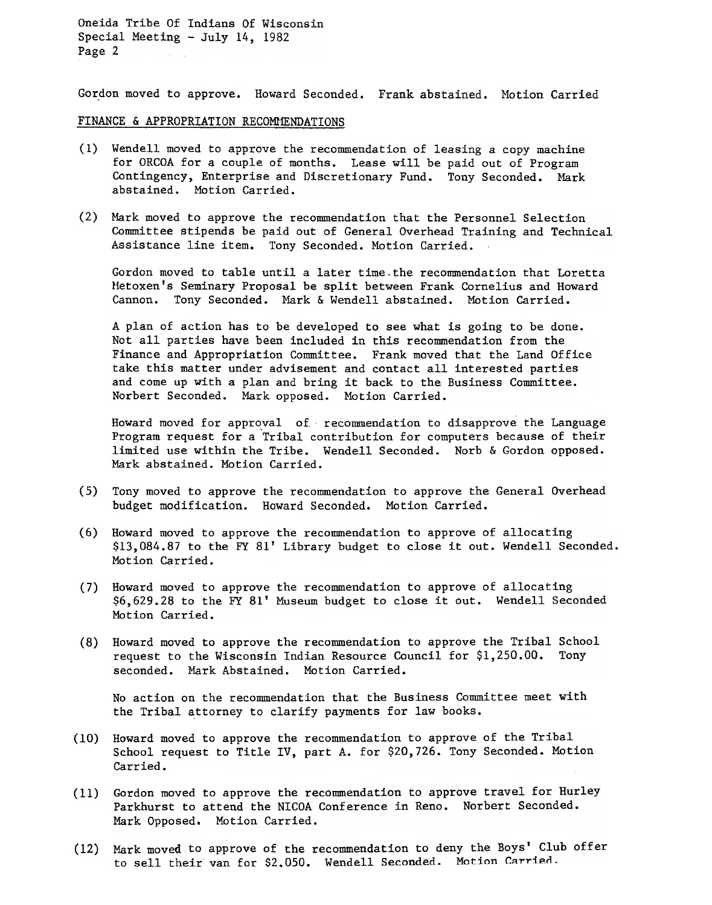Gordon moved to approve. Howard Seconded. Frank abstained. Motion Carried

## FINANCE & APPROPRIATION RECOMMENDATIONS

(1) Wendell moved to approve the recommendation of leasing a copy machine for ORCOA for a couple of months. Lease will be paid out of Program Contingency, Enterprise and Discretionary Fund. Tony Seconded. Mark abstained. Motion Carried.

(2) Mark moved to approve the recommendation that the Personnel Selection Committee stipends be paid out of General Overhead Training and Technical Assistance line item. Tony Seconded. Motion Carried.

Gordon moved to table until a later time the recommendation that Loretta Metoxen's Seminary Proposal be split between Frank Cornelius and Howard Cannon. Tony Seconded. Mark & Wendell abstained. Motion Carried.

A plan of action has to be developed to see what is going to be done. Not all parties have been included in this recommendation from the Finance and Appropriation Committee. Frank moved that the Land Office take this matter under advisement and contact all interested parties and come up with a plan and bring it back to the Business Committee. Norbert Seconded. Mark opposed. Motion Carried.

Howard moved for approval of recommendation to disapprove the Language Program request for a Tribal contribution for computers because of their limited use within the Tribe. Wendell Seconded. Norb & Gordon opposed. Mark abstained. Motion Carried.

(5) Tony moved to approve the recommendation to approve the General Overhead budget modification. Howard Seconded. Motion Carried.

(6) Howard moved to approve the recommendation to approve of allocating $13,084.87 to the FY 81' Library budget to close it out. Wendell Seconded. Motion Carried.

(7) Howard moved to approve the recommendation to approve of allocating $6,629.28 to the FY 81' Museum budget to close it out. Wendell Seconded Motion Carried.

(8) Howard moved to approve the recommendation to approve the Tribal School request to the Wisconsin Indian Resource Council for $1,250.00. Tony seconded. Mark Abstained. Motion Carried.

No action on the recommendation that the Business Committee meet with the Tribal attorney to clarify payments for law books.

(10) Howard moved to approve the recommendation to approve of the Tribal School request to Title IV, part A. for $20,726. Tony Seconded. Motion Carried.

(11) Gordon moved to approve the recommendation to approve travel for Hurley Parkhurst to attend the NICOA Conference in Reno. Norbert Seconded. Mark Opposed. Motion Carried.

(12) Mark moved to approve of the recommendation to deny the Boys' Club offer to sell their van for $2,050. Wendell Seconded. Motion Carried.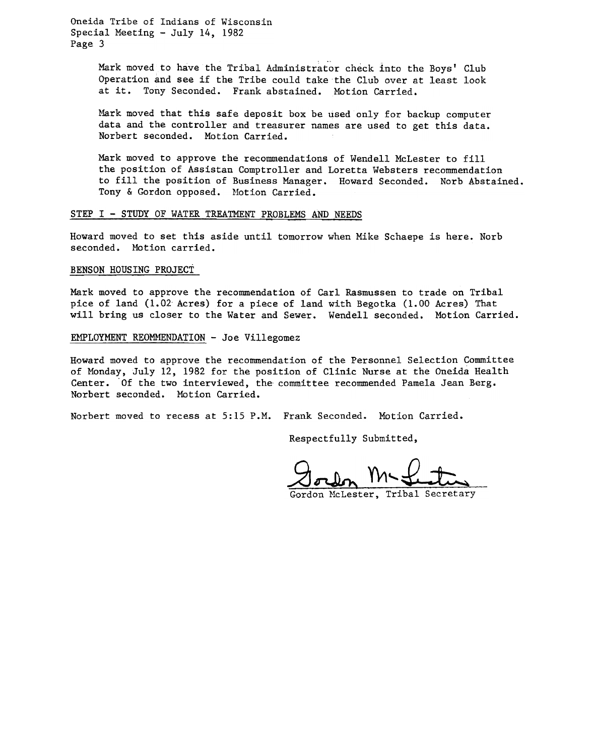Mark moved to have the Tribal Administrator check into the Boys' Club Operation and see if the Tribe could take the Club over at least look at it. Tony Seconded. Frank abstained. Motion Carried.

Mark moved that this safe deposit box be used only for backup computer data and the controller and treasurer names are used to get this data. Norbert seconded. Motion Carried.

Mark moved to approve the recommendations of Wendell McLester to fill the position of Assistan Comptroller and Loretta Websters recommendation to fill the position of Business Manager. Howard Seconded. Norb Abstained. Tony & Gordon opposed. Motion Carried.

STEP I - STUDY OF WATER TREATMENT PROBLEMS AND NEEDS

Howard moved to set this aside until tomorrow when Mike Schaepe is here. Norb seconded. Motion carried.

BENSON HOUSING PROJECT

Mark moved to approve the recommendation of Carl Rasmussen to trade on Tribal pice of land (1.02 Acres) for a piece of land with Begotka (1.00 Acres) That will bring us closer to the Water and Sewer. Wendell seconded. Motion Carried.

EMPLOYMENT REOMMENDATION - Joe Villegomez

Howard moved to approve the recommendation of the Personnel Selection Committee of Monday, July 12, 1982 for the position of Clinic Nurse at the Oneida Health Center. Of the two interviewed, the committee recommended Pamela Jean Berg. Norbert seconded. Motion Carried.

Norbert moved to recess at 5:15 P.M. Frank Seconded. Motion Carried.

Respectfully Submitted,

Gordon McLester

Gordon McLester, Tribal Secretary